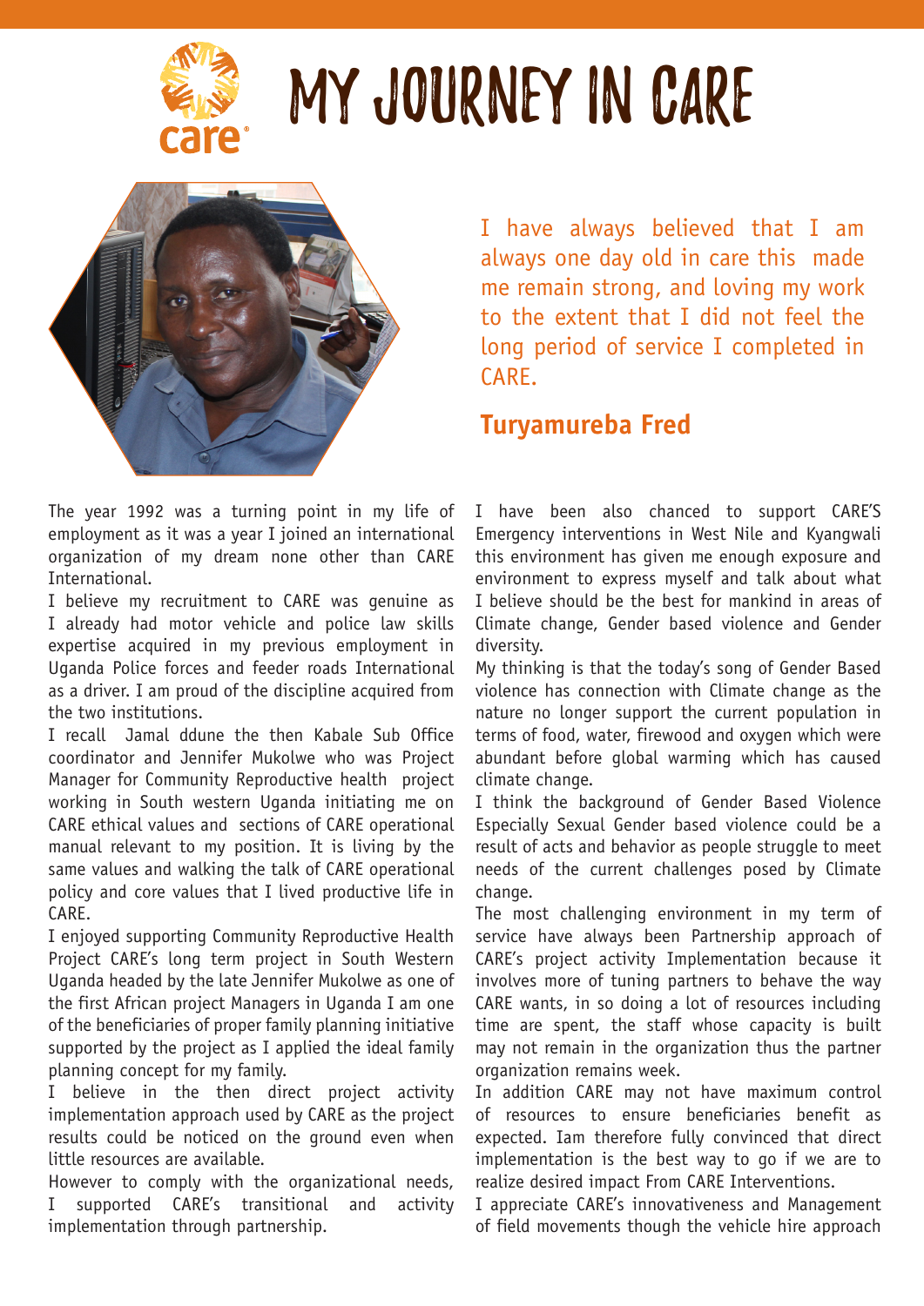# MY JOURNEY IN CARE

I have always believed that I am always one day old in care this made me remain strong, and loving my work to the extent that I did not feel the long period of service I completed in CARE.

## Turyamureba Fred

The year 1992 was a turning point in my life of employment as it was a year I joined an international organization of my dream none other than CARE International.

I believe my recruitment to CARE was genuine as I already had motor vehicle and police law skills expertise acquired in my previous employment in Uganda Police forces and feeder roads International as a driver. I am proud of the discipline acquired from the two institutions.

I recall Jamal ddune the then Kabale Sub Office coordinator and Jennifer Mukolwe who was Project Manager for Community Reproductive health project working in South western Uganda initiating me on CARE ethical values and sections of CARE operational manual relevant to my position. It is living by the same values and walking the talk of CARE operational policy and core values that I lived productive life in CARE.

I enjoyed supporting Community Reproductive Health Project CARE's long term project in South Western Uganda headed by the late Jennifer Mukolwe as one of the first African project Managers in Uganda I am one of the beneficiaries of proper family planning initiative supported by the project as I applied the ideal family planning concept for my family.

I believe in the then direct project activity implementation approach used by CARE as the project results could be noticed on the ground even when little resources are available.

However to comply with the organizational needs, I supported CARE's transitional and activity implementation through partnership.

I have been also chanced to support CARE'S Emergency interventions in West Nile and Kyangwali this environment has given me enough exposure and environment to express myself and talk about what I believe should be the best for mankind in areas of Climate change, Gender based violence and Gender diversity.

My thinking is that the today's song of Gender Based violence has connection with Climate change as the nature no longer support the current population in terms of food, water, firewood and oxygen which were abundant before global warming which has caused climate change.

I think the background of Gender Based Violence Especially Sexual Gender based violence could be a result of acts and behavior as people struggle to meet needs of the current challenges posed by Climate change.

The most challenging environment in my term of service have always been Partnership approach of CARE's project activity Implementation because it involves more of tuning partners to behave the way CARE wants, in so doing a lot of resources including time are spent, the staff whose capacity is built may not remain in the organization thus the partner organization remains week.

In addition CARE may not have maximum control of resources to ensure beneficiaries benefit as expected. Iam therefore fully convinced that direct implementation is the best way to go if we are to realize desired impact From CARE Interventions.

I appreciate CARE's innovativeness and Management of field movements though the vehicle hire approach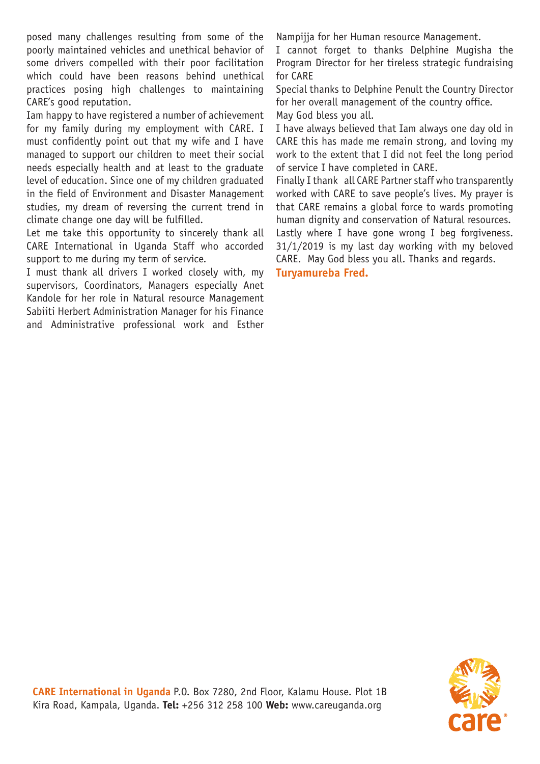posed many challenges resulting from some of the poorly maintained vehicles and unethical behavior of some drivers compelled with their poor facilitation which could have been reasons behind unethical practices posing high challenges to maintaining CARE's good reputation.

Iam happy to have registered a number of achievement for my family during my employment with CARE. I must confidently point out that my wife and I have managed to support our children to meet their social needs especially health and at least to the graduate level of education. Since one of my children graduated in the field of Environment and Disaster Management studies, my dream of reversing the current trend in climate change one day will be fulfilled.

Let me take this opportunity to sincerely thank all CARE International in Uganda Staff who accorded support to me during my term of service.

I must thank all drivers I worked closely with, my supervisors, Coordinators, Managers especially Anet Kandole for her role in Natural resource Management Sabiiti Herbert Administration Manager for his Finance and Administrative professional work and Esther Nampijja for her Human resource Management.

I cannot forget to thanks Delphine Mugisha the Program Director for her tireless strategic fundraising for CARE

Special thanks to Delphine Penult the Country Director for her overall management of the country office.

May God bless you all.

I have always believed that Iam always one day old in CARE this has made me remain strong, and loving my work to the extent that I did not feel the long period of service I have completed in CARE.

Finally I thank all CARE Partner staff who transparently worked with CARE to save people's lives. My prayer is that CARE remains a global force to wards promoting human dignity and conservation of Natural resources.

Lastly where I have gone wrong I beg forgiveness. 31/1/2019 is my last day working with my beloved CARE. May God bless you all. Thanks and regards.

**Turyamureba Fred.**

**CARE International in Uganda** P.O. Box 7280, 2nd Floor, Kalamu House. Plot 1B Kira Road, Kampala, Uganda. **Tel:** +256 312 258 100 **Web:** www.careuganda.org

care